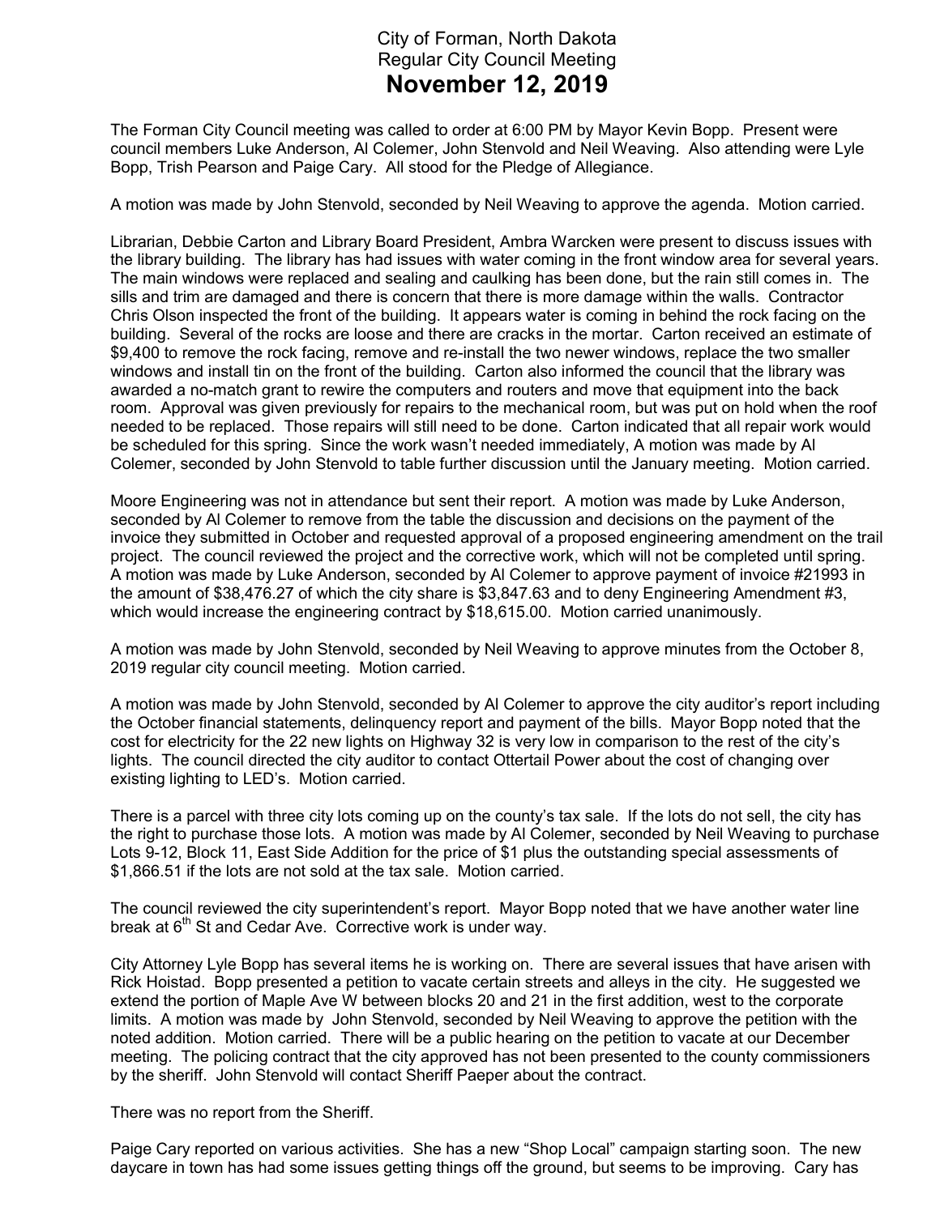# City of Forman, North Dakota
## Regular City Council Meeting
## November 12, 2019

The Forman City Council meeting was called to order at 6:00 PM by Mayor Kevin Bopp. Present were council members Luke Anderson, Al Colemer, John Stenvold and Neil Weaving. Also attending were Lyle Bopp, Trish Pearson and Paige Cary. All stood for the Pledge of Allegiance.

A motion was made by John Stenvold, seconded by Neil Weaving to approve the agenda. Motion carried.

Librarian, Debbie Carton and Library Board President, Ambra Warcken were present to discuss issues with the library building. The library has had issues with water coming in the front window area for several years. The main windows were replaced and sealing and caulking has been done, but the rain still comes in. The sills and trim are damaged and there is concern that there is more damage within the walls. Contractor Chris Olson inspected the front of the building. It appears water is coming in behind the rock facing on the building. Several of the rocks are loose and there are cracks in the mortar. Carton received an estimate of $9,400 to remove the rock facing, remove and re-install the two newer windows, replace the two smaller windows and install tin on the front of the building. Carton also informed the council that the library was awarded a no-match grant to rewire the computers and routers and move that equipment into the back room. Approval was given previously for repairs to the mechanical room, but was put on hold when the roof needed to be replaced. Those repairs will still need to be done. Carton indicated that all repair work would be scheduled for this spring. Since the work wasn't needed immediately, A motion was made by Al Colemer, seconded by John Stenvold to table further discussion until the January meeting. Motion carried.

Moore Engineering was not in attendance but sent their report. A motion was made by Luke Anderson, seconded by Al Colemer to remove from the table the discussion and decisions on the payment of the invoice they submitted in October and requested approval of a proposed engineering amendment on the trail project. The council reviewed the project and the corrective work, which will not be completed until spring. A motion was made by Luke Anderson, seconded by Al Colemer to approve payment of invoice #21993 in the amount of $38,476.27 of which the city share is $3,847.63 and to deny Engineering Amendment #3, which would increase the engineering contract by $18,615.00. Motion carried unanimously.

A motion was made by John Stenvold, seconded by Neil Weaving to approve minutes from the October 8, 2019 regular city council meeting. Motion carried.

A motion was made by John Stenvold, seconded by Al Colemer to approve the city auditor's report including the October financial statements, delinquency report and payment of the bills. Mayor Bopp noted that the cost for electricity for the 22 new lights on Highway 32 is very low in comparison to the rest of the city's lights. The council directed the city auditor to contact Ottertail Power about the cost of changing over existing lighting to LED's. Motion carried.

There is a parcel with three city lots coming up on the county's tax sale. If the lots do not sell, the city has the right to purchase those lots. A motion was made by Al Colemer, seconded by Neil Weaving to purchase Lots 9-12, Block 11, East Side Addition for the price of $1 plus the outstanding special assessments of $1,866.51 if the lots are not sold at the tax sale. Motion carried.

The council reviewed the city superintendent's report. Mayor Bopp noted that we have another water line break at 6th St and Cedar Ave. Corrective work is under way.

City Attorney Lyle Bopp has several items he is working on. There are several issues that have arisen with Rick Hoistad. Bopp presented a petition to vacate certain streets and alleys in the city. He suggested we extend the portion of Maple Ave W between blocks 20 and 21 in the first addition, west to the corporate limits. A motion was made by John Stenvold, seconded by Neil Weaving to approve the petition with the noted addition. Motion carried. There will be a public hearing on the petition to vacate at our December meeting. The policing contract that the city approved has not been presented to the county commissioners by the sheriff. John Stenvold will contact Sheriff Paeper about the contract.

There was no report from the Sheriff.

Paige Cary reported on various activities. She has a new "Shop Local" campaign starting soon. The new daycare in town has had some issues getting things off the ground, but seems to be improving. Cary has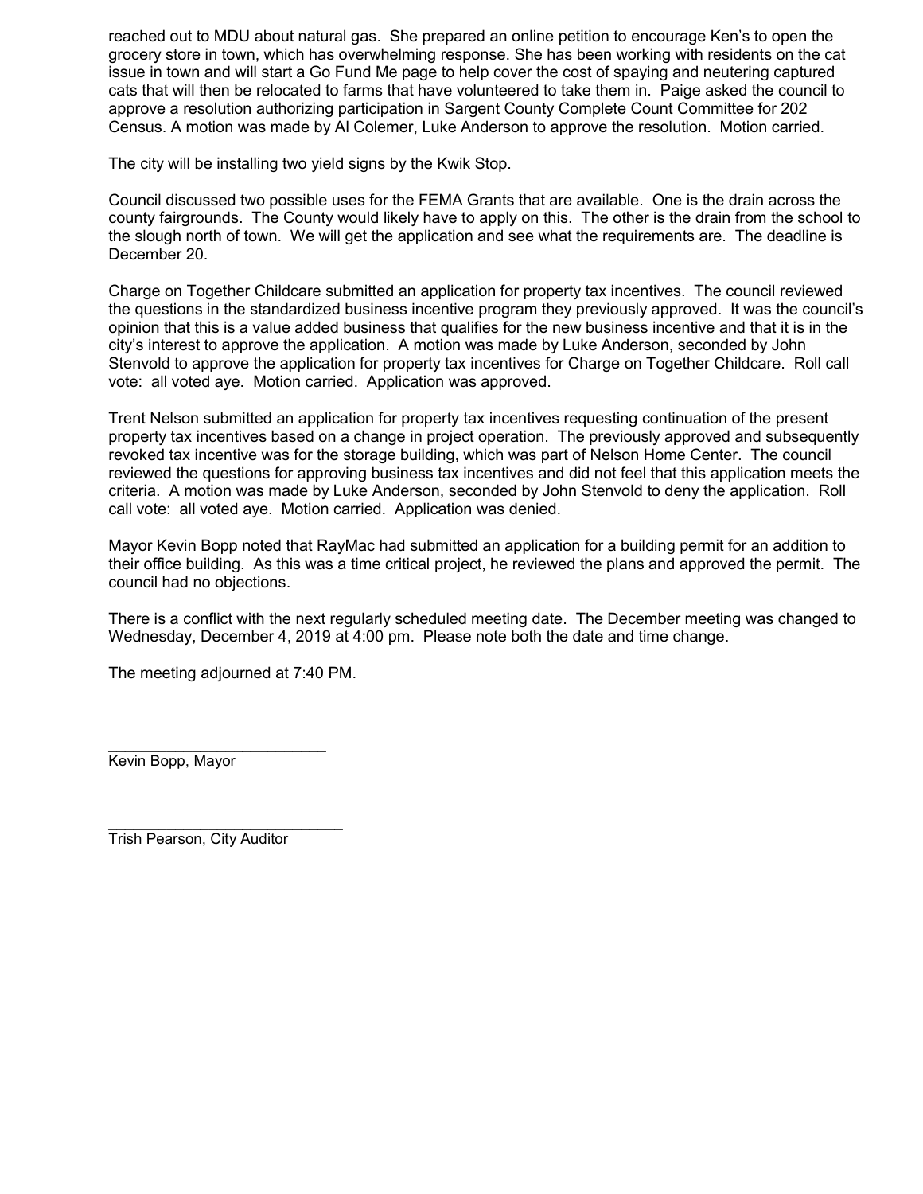reached out to MDU about natural gas. She prepared an online petition to encourage Ken's to open the grocery store in town, which has overwhelming response. She has been working with residents on the cat issue in town and will start a Go Fund Me page to help cover the cost of spaying and neutering captured cats that will then be relocated to farms that have volunteered to take them in. Paige asked the council to approve a resolution authorizing participation in Sargent County Complete Count Committee for 202 Census. A motion was made by Al Colemer, Luke Anderson to approve the resolution. Motion carried.

The city will be installing two yield signs by the Kwik Stop.

Council discussed two possible uses for the FEMA Grants that are available. One is the drain across the county fairgrounds. The County would likely have to apply on this. The other is the drain from the school to the slough north of town. We will get the application and see what the requirements are. The deadline is December 20.

Charge on Together Childcare submitted an application for property tax incentives. The council reviewed the questions in the standardized business incentive program they previously approved. It was the council's opinion that this is a value added business that qualifies for the new business incentive and that it is in the city's interest to approve the application. A motion was made by Luke Anderson, seconded by John Stenvold to approve the application for property tax incentives for Charge on Together Childcare. Roll call vote: all voted aye. Motion carried. Application was approved.

Trent Nelson submitted an application for property tax incentives requesting continuation of the present property tax incentives based on a change in project operation. The previously approved and subsequently revoked tax incentive was for the storage building, which was part of Nelson Home Center. The council reviewed the questions for approving business tax incentives and did not feel that this application meets the criteria. A motion was made by Luke Anderson, seconded by John Stenvold to deny the application. Roll call vote: all voted aye. Motion carried. Application was denied.

Mayor Kevin Bopp noted that RayMac had submitted an application for a building permit for an addition to their office building. As this was a time critical project, he reviewed the plans and approved the permit. The council had no objections.

There is a conflict with the next regularly scheduled meeting date. The December meeting was changed to Wednesday, December 4, 2019 at 4:00 pm. Please note both the date and time change.

The meeting adjourned at 7:40 PM.

\_\_\_\_\_\_\_\_\_\_\_\_\_\_\_\_\_\_\_\_\_\_\_\_\_\_
Kevin Bopp, Mayor

\_\_\_\_\_\_\_\_\_\_\_\_\_\_\_\_\_\_\_\_\_\_\_\_\_\_\_\_
Trish Pearson, City Auditor